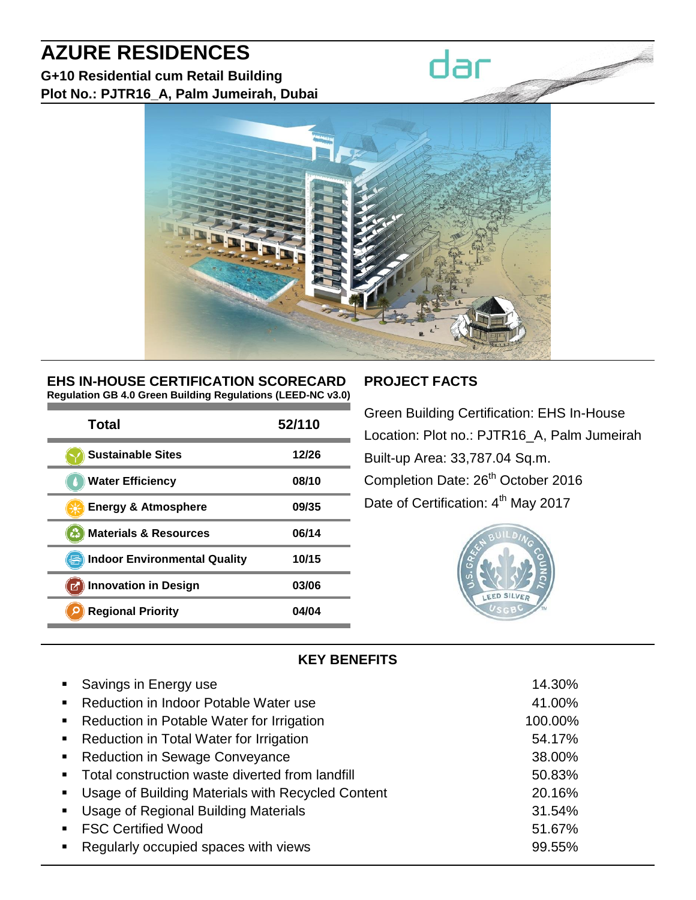# AZURE RESIDENCES

**G+10 Residential cum Retail Building**
**Plot No.: PJTR16_A, Palm Jumeirah, Dubai**

dar

## EHS IN-HOUSE CERTIFICATION SCORECARD

**Regulation GB 4.0 Green Building Regulations (LEED-NC v3.0)**

| Total | 52/110 |
|---|---|
| Sustainable Sites | 12/26 |
| Water Efficiency | 08/10 |
| Energy & Atmosphere | 09/35 |
| Materials & Resources | 06/14 |
| Indoor Environmental Quality | 10/15 |
| Innovation in Design | 03/06 |
| Regional Priority | 04/04 |

## PROJECT FACTS

Green Building Certification: EHS In-House

Location: Plot no.: PJTR16_A, Palm Jumeirah

Built-up Area: 33,787.04 Sq.m.

Completion Date: 26th October 2016

Date of Certification: 4th May 2017

U.S. GREEN BUILDING COUNCIL — LEED SILVER — USGBC

## KEY BENEFITS

| Benefit | Value |
|---|---|
| Savings in Energy use | 14.30% |
| Reduction in Indoor Potable Water use | 41.00% |
| Reduction in Potable Water for Irrigation | 100.00% |
| Reduction in Total Water for Irrigation | 54.17% |
| Reduction in Sewage Conveyance | 38.00% |
| Total construction waste diverted from landfill | 50.83% |
| Usage of Building Materials with Recycled Content | 20.16% |
| Usage of Regional Building Materials | 31.54% |
| FSC Certified Wood | 51.67% |
| Regularly occupied spaces with views | 99.55% |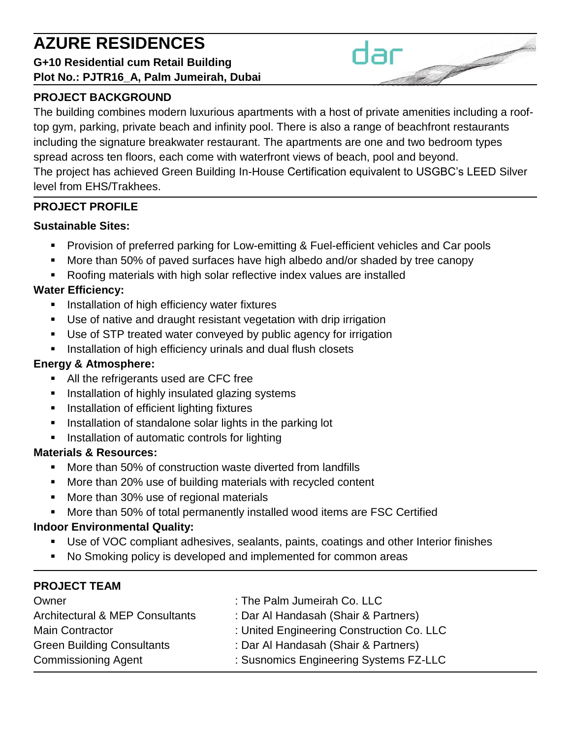# AZURE RESIDENCES

**G+10 Residential cum Retail Building**
**Plot No.: PJTR16_A, Palm Jumeirah, Dubai**

## PROJECT BACKGROUND

The building combines modern luxurious apartments with a host of private amenities including a roof-top gym, parking, private beach and infinity pool. There is also a range of beachfront restaurants including the signature breakwater restaurant. The apartments are one and two bedroom types spread across ten floors, each come with waterfront views of beach, pool and beyond.
The project has achieved Green Building In-House Certification equivalent to USGBC's LEED Silver level from EHS/Trakhees.

## PROJECT PROFILE

**Sustainable Sites:**

- Provision of preferred parking for Low-emitting & Fuel-efficient vehicles and Car pools
- More than 50% of paved surfaces have high albedo and/or shaded by tree canopy
- Roofing materials with high solar reflective index values are installed

**Water Efficiency:**

- Installation of high efficiency water fixtures
- Use of native and draught resistant vegetation with drip irrigation
- Use of STP treated water conveyed by public agency for irrigation
- Installation of high efficiency urinals and dual flush closets

**Energy & Atmosphere:**

- All the refrigerants used are CFC free
- Installation of highly insulated glazing systems
- Installation of efficient lighting fixtures
- Installation of standalone solar lights in the parking lot
- Installation of automatic controls for lighting

**Materials & Resources:**

- More than 50% of construction waste diverted from landfills
- More than 20% use of building materials with recycled content
- More than 30% use of regional materials
- More than 50% of total permanently installed wood items are FSC Certified

**Indoor Environmental Quality:**

- Use of VOC compliant adhesives, sealants, paints, coatings and other Interior finishes
- No Smoking policy is developed and implemented for common areas

## PROJECT TEAM

| | |
|---|---|
| Owner | : The Palm Jumeirah Co. LLC |
| Architectural & MEP Consultants | : Dar Al Handasah (Shair & Partners) |
| Main Contractor | : United Engineering Construction Co. LLC |
| Green Building Consultants | : Dar Al Handasah (Shair & Partners) |
| Commissioning Agent | : Susnomics Engineering Systems FZ-LLC |